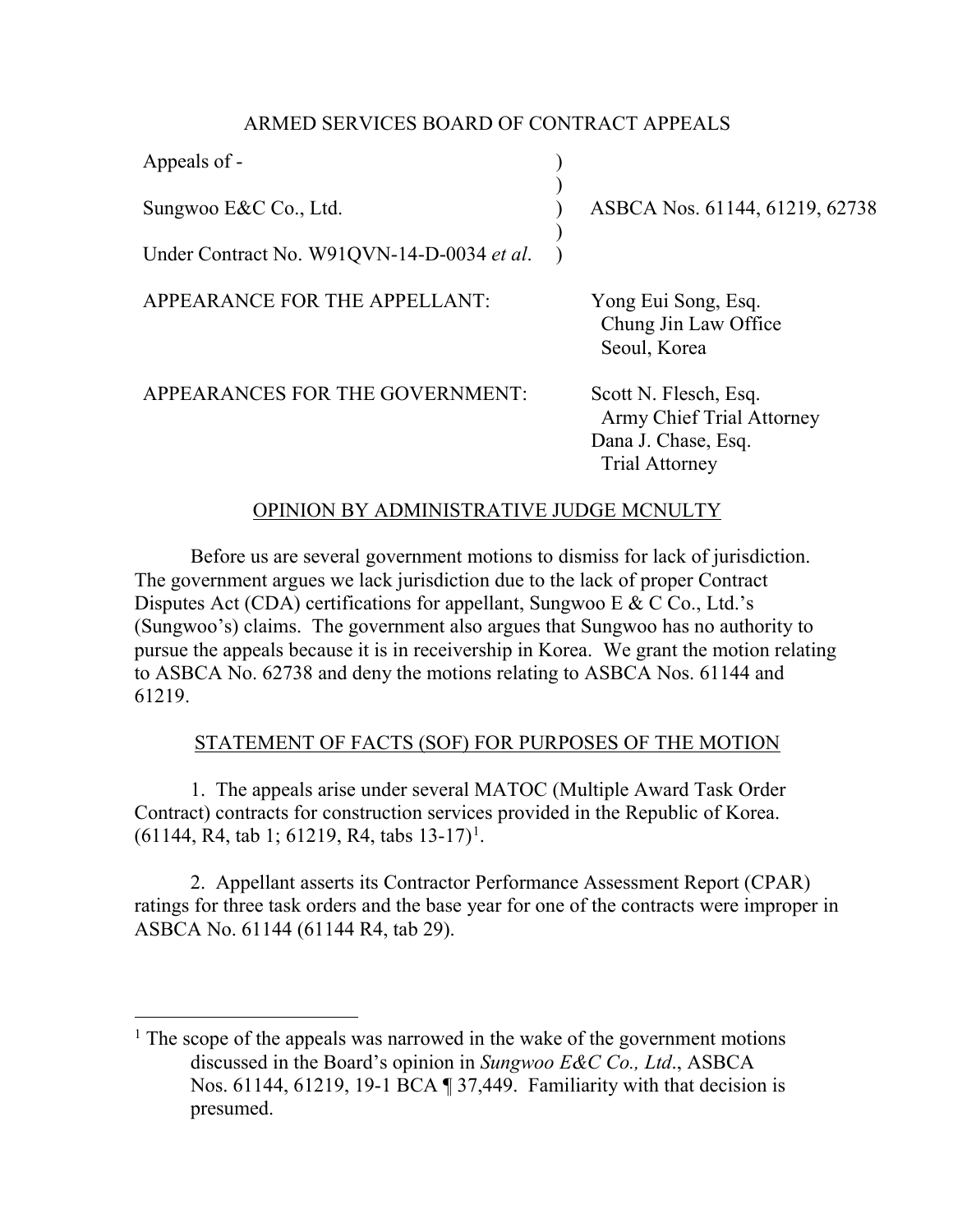ARMED SERVICES BOARD OF CONTRACT APPEALS

| | | |
|---|---|---|
| Appeals of - | ) | |
| | ) | |
| Sungwoo E&C Co., Ltd. | ) | ASBCA Nos. 61144, 61219, 62738 |
| | ) | |
| Under Contract No. W91QVN-14-D-0034 *et al*. | ) | |

APPEARANCE FOR THE APPELLANT: Yong Eui Song, Esq.
Chung Jin Law Office
Seoul, Korea

APPEARANCES FOR THE GOVERNMENT: Scott N. Flesch, Esq.
Army Chief Trial Attorney
Dana J. Chase, Esq.
Trial Attorney

OPINION BY ADMINISTRATIVE JUDGE MCNULTY

Before us are several government motions to dismiss for lack of jurisdiction. The government argues we lack jurisdiction due to the lack of proper Contract Disputes Act (CDA) certifications for appellant, Sungwoo E & C Co., Ltd.'s (Sungwoo's) claims. The government also argues that Sungwoo has no authority to pursue the appeals because it is in receivership in Korea. We grant the motion relating to ASBCA No. 62738 and deny the motions relating to ASBCA Nos. 61144 and 61219.

STATEMENT OF FACTS (SOF) FOR PURPOSES OF THE MOTION

1. The appeals arise under several MATOC (Multiple Award Task Order Contract) contracts for construction services provided in the Republic of Korea. (61144, R4, tab 1; 61219, R4, tabs 13-17)[1].

2. Appellant asserts its Contractor Performance Assessment Report (CPAR) ratings for three task orders and the base year for one of the contracts were improper in ASBCA No. 61144 (61144 R4, tab 29).

---

[1] The scope of the appeals was narrowed in the wake of the government motions discussed in the Board's opinion in *Sungwoo E&C Co., Ltd*., ASBCA Nos. 61144, 61219, 19-1 BCA ¶ 37,449. Familiarity with that decision is presumed.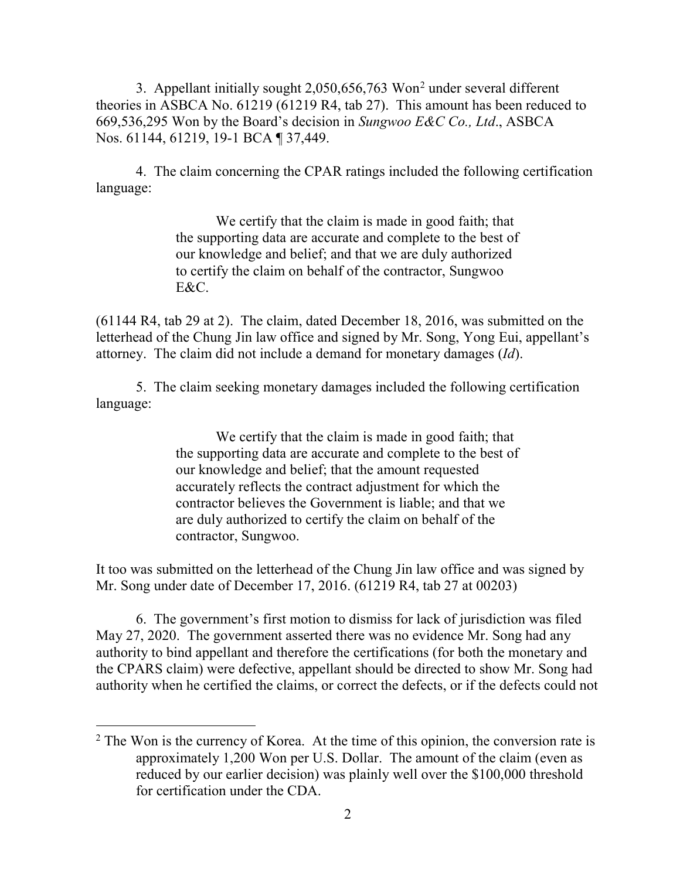3. Appellant initially sought 2,050,656,763 Won[2] under several different theories in ASBCA No. 61219 (61219 R4, tab 27). This amount has been reduced to 669,536,295 Won by the Board's decision in *Sungwoo E&C Co., Ltd*., ASBCA Nos. 61144, 61219, 19-1 BCA ¶ 37,449.

4. The claim concerning the CPAR ratings included the following certification language:

> We certify that the claim is made in good faith; that the supporting data are accurate and complete to the best of our knowledge and belief; and that we are duly authorized to certify the claim on behalf of the contractor, Sungwoo E&C.

(61144 R4, tab 29 at 2). The claim, dated December 18, 2016, was submitted on the letterhead of the Chung Jin law office and signed by Mr. Song, Yong Eui, appellant's attorney. The claim did not include a demand for monetary damages (*Id*).

5. The claim seeking monetary damages included the following certification language:

> We certify that the claim is made in good faith; that the supporting data are accurate and complete to the best of our knowledge and belief; that the amount requested accurately reflects the contract adjustment for which the contractor believes the Government is liable; and that we are duly authorized to certify the claim on behalf of the contractor, Sungwoo.

It too was submitted on the letterhead of the Chung Jin law office and was signed by Mr. Song under date of December 17, 2016. (61219 R4, tab 27 at 00203)

6. The government's first motion to dismiss for lack of jurisdiction was filed May 27, 2020. The government asserted there was no evidence Mr. Song had any authority to bind appellant and therefore the certifications (for both the monetary and the CPARS claim) were defective, appellant should be directed to show Mr. Song had authority when he certified the claims, or correct the defects, or if the defects could not

[2] The Won is the currency of Korea. At the time of this opinion, the conversion rate is approximately 1,200 Won per U.S. Dollar. The amount of the claim (even as reduced by our earlier decision) was plainly well over the $100,000 threshold for certification under the CDA.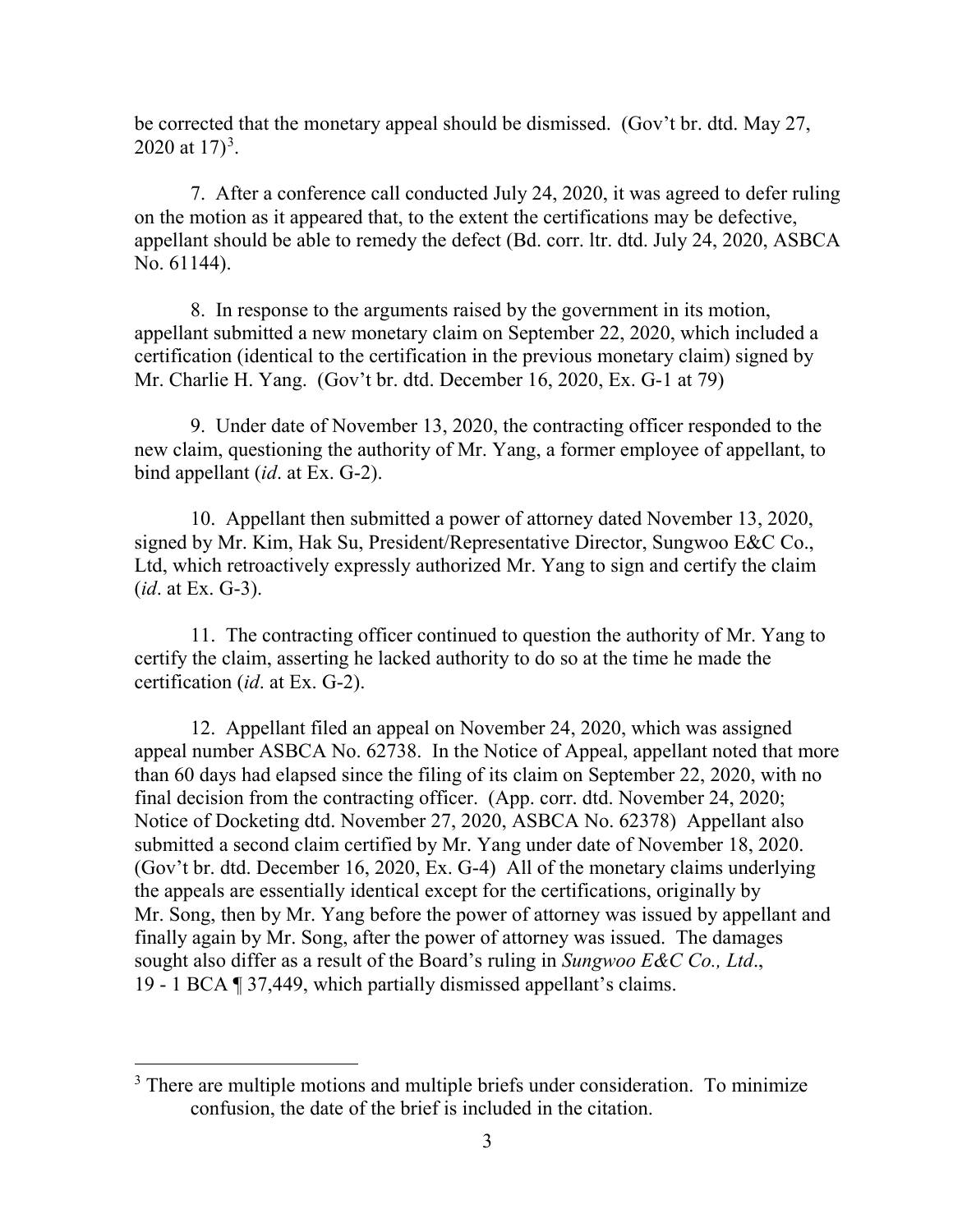be corrected that the monetary appeal should be dismissed. (Gov't br. dtd. May 27, 2020 at 17)[3].

7. After a conference call conducted July 24, 2020, it was agreed to defer ruling on the motion as it appeared that, to the extent the certifications may be defective, appellant should be able to remedy the defect (Bd. corr. ltr. dtd. July 24, 2020, ASBCA No. 61144).

8. In response to the arguments raised by the government in its motion, appellant submitted a new monetary claim on September 22, 2020, which included a certification (identical to the certification in the previous monetary claim) signed by Mr. Charlie H. Yang. (Gov't br. dtd. December 16, 2020, Ex. G-1 at 79)

9. Under date of November 13, 2020, the contracting officer responded to the new claim, questioning the authority of Mr. Yang, a former employee of appellant, to bind appellant (*id*. at Ex. G-2).

10. Appellant then submitted a power of attorney dated November 13, 2020, signed by Mr. Kim, Hak Su, President/Representative Director, Sungwoo E&C Co., Ltd, which retroactively expressly authorized Mr. Yang to sign and certify the claim (*id*. at Ex. G-3).

11. The contracting officer continued to question the authority of Mr. Yang to certify the claim, asserting he lacked authority to do so at the time he made the certification (*id*. at Ex. G-2).

12. Appellant filed an appeal on November 24, 2020, which was assigned appeal number ASBCA No. 62738. In the Notice of Appeal, appellant noted that more than 60 days had elapsed since the filing of its claim on September 22, 2020, with no final decision from the contracting officer. (App. corr. dtd. November 24, 2020; Notice of Docketing dtd. November 27, 2020, ASBCA No. 62378) Appellant also submitted a second claim certified by Mr. Yang under date of November 18, 2020. (Gov't br. dtd. December 16, 2020, Ex. G-4) All of the monetary claims underlying the appeals are essentially identical except for the certifications, originally by Mr. Song, then by Mr. Yang before the power of attorney was issued by appellant and finally again by Mr. Song, after the power of attorney was issued. The damages sought also differ as a result of the Board's ruling in *Sungwoo E&C Co., Ltd*., 19 - 1 BCA ¶ 37,449, which partially dismissed appellant's claims.

[3] There are multiple motions and multiple briefs under consideration. To minimize confusion, the date of the brief is included in the citation.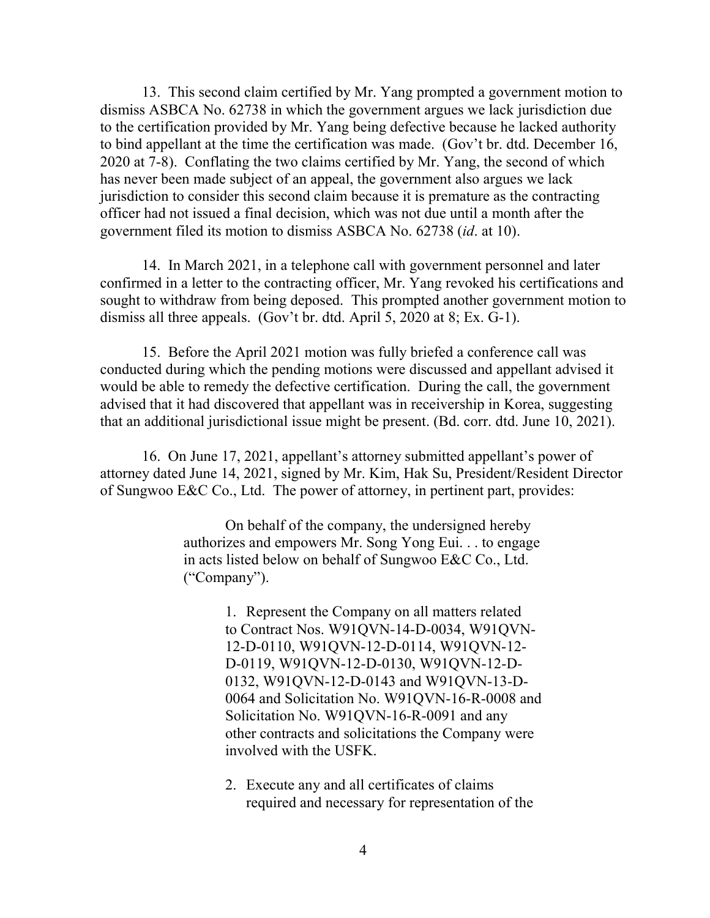13. This second claim certified by Mr. Yang prompted a government motion to dismiss ASBCA No. 62738 in which the government argues we lack jurisdiction due to the certification provided by Mr. Yang being defective because he lacked authority to bind appellant at the time the certification was made. (Gov't br. dtd. December 16, 2020 at 7-8). Conflating the two claims certified by Mr. Yang, the second of which has never been made subject of an appeal, the government also argues we lack jurisdiction to consider this second claim because it is premature as the contracting officer had not issued a final decision, which was not due until a month after the government filed its motion to dismiss ASBCA No. 62738 (*id*. at 10).

14. In March 2021, in a telephone call with government personnel and later confirmed in a letter to the contracting officer, Mr. Yang revoked his certifications and sought to withdraw from being deposed. This prompted another government motion to dismiss all three appeals. (Gov't br. dtd. April 5, 2020 at 8; Ex. G-1).

15. Before the April 2021 motion was fully briefed a conference call was conducted during which the pending motions were discussed and appellant advised it would be able to remedy the defective certification. During the call, the government advised that it had discovered that appellant was in receivership in Korea, suggesting that an additional jurisdictional issue might be present. (Bd. corr. dtd. June 10, 2021).

16. On June 17, 2021, appellant's attorney submitted appellant's power of attorney dated June 14, 2021, signed by Mr. Kim, Hak Su, President/Resident Director of Sungwoo E&C Co., Ltd. The power of attorney, in pertinent part, provides:

> On behalf of the company, the undersigned hereby authorizes and empowers Mr. Song Yong Eui. . . to engage in acts listed below on behalf of Sungwoo E&C Co., Ltd. ("Company").
>
> 1. Represent the Company on all matters related to Contract Nos. W91QVN-14-D-0034, W91QVN-12-D-0110, W91QVN-12-D-0114, W91QVN-12-D-0119, W91QVN-12-D-0130, W91QVN-12-D-0132, W91QVN-12-D-0143 and W91QVN-13-D-0064 and Solicitation No. W91QVN-16-R-0008 and Solicitation No. W91QVN-16-R-0091 and any other contracts and solicitations the Company were involved with the USFK.
>
> 2. Execute any and all certificates of claims required and necessary for representation of the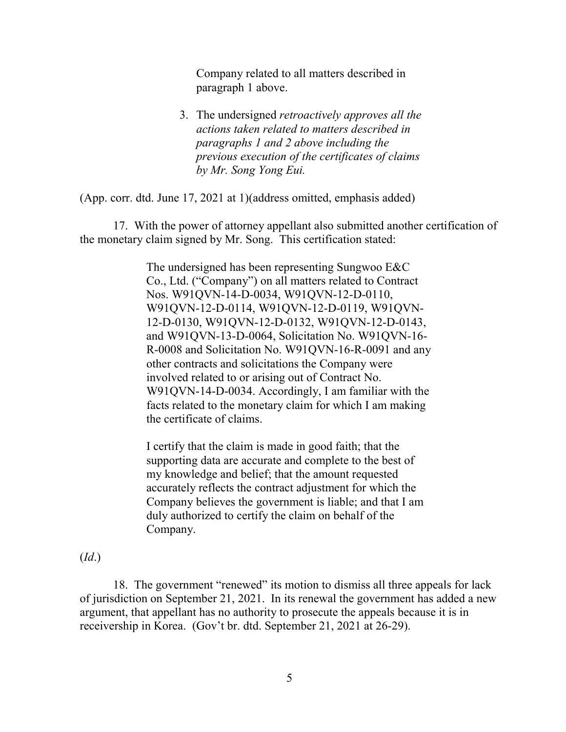> Company related to all matters described in paragraph 1 above.
>
> 3. The undersigned *retroactively approves all the actions taken related to matters described in paragraphs 1 and 2 above including the previous execution of the certificates of claims by Mr. Song Yong Eui.*

(App. corr. dtd. June 17, 2021 at 1)(address omitted, emphasis added)

17. With the power of attorney appellant also submitted another certification of the monetary claim signed by Mr. Song. This certification stated:

> The undersigned has been representing Sungwoo E&C Co., Ltd. ("Company") on all matters related to Contract Nos. W91QVN-14-D-0034, W91QVN-12-D-0110, W91QVN-12-D-0114, W91QVN-12-D-0119, W91QVN-12-D-0130, W91QVN-12-D-0132, W91QVN-12-D-0143, and W91QVN-13-D-0064, Solicitation No. W91QVN-16-R-0008 and Solicitation No. W91QVN-16-R-0091 and any other contracts and solicitations the Company were involved related to or arising out of Contract No. W91QVN-14-D-0034. Accordingly, I am familiar with the facts related to the monetary claim for which I am making the certificate of claims.
>
> I certify that the claim is made in good faith; that the supporting data are accurate and complete to the best of my knowledge and belief; that the amount requested accurately reflects the contract adjustment for which the Company believes the government is liable; and that I am duly authorized to certify the claim on behalf of the Company.

(*Id.*)

18. The government "renewed" its motion to dismiss all three appeals for lack of jurisdiction on September 21, 2021. In its renewal the government has added a new argument, that appellant has no authority to prosecute the appeals because it is in receivership in Korea. (Gov't br. dtd. September 21, 2021 at 26-29).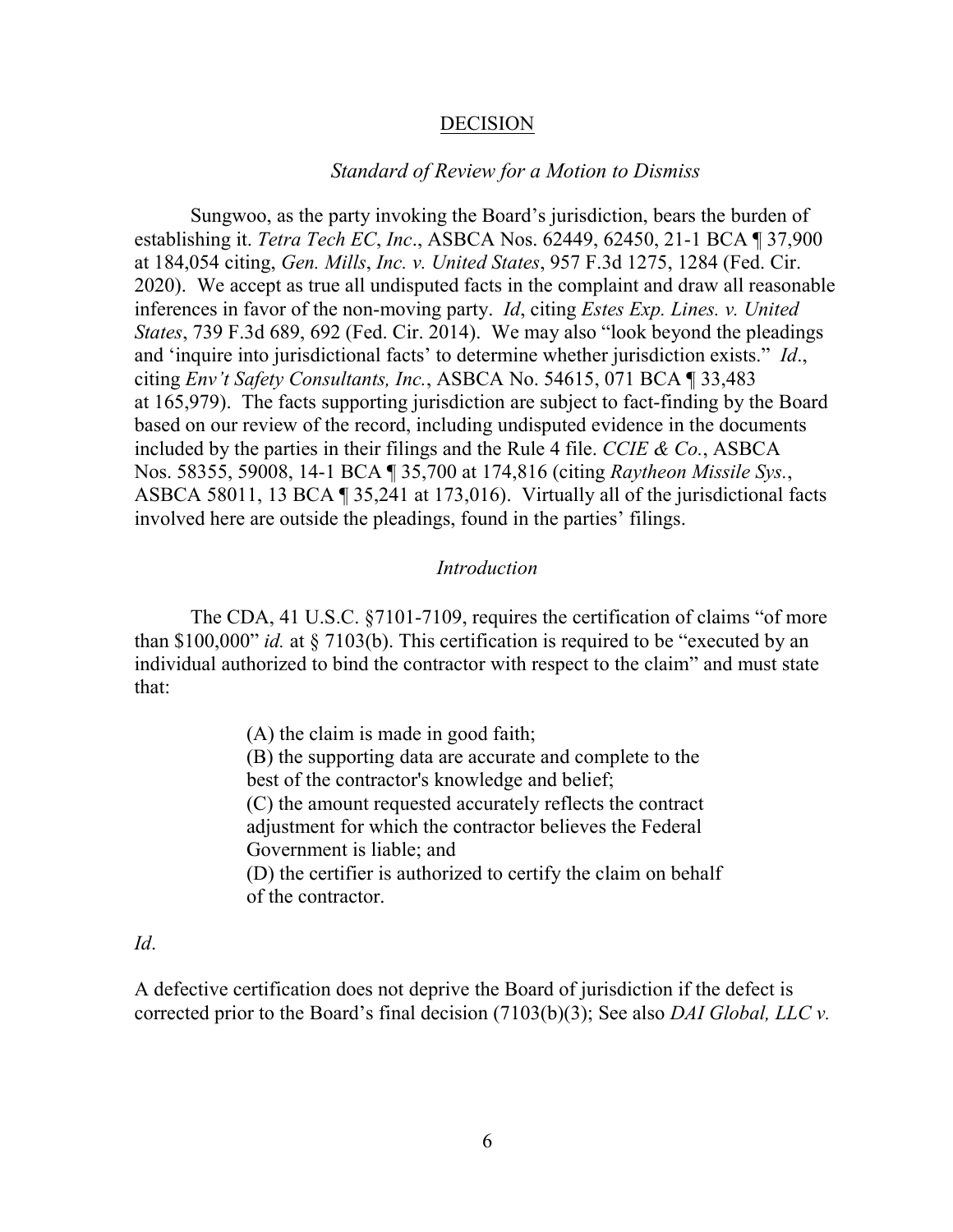<u>DECISION</u>

*Standard of Review for a Motion to Dismiss*

Sungwoo, as the party invoking the Board's jurisdiction, bears the burden of establishing it. *Tetra Tech EC*, *Inc*., ASBCA Nos. 62449, 62450, 21-1 BCA ¶ 37,900 at 184,054 citing, *Gen. Mills*, *Inc. v. United States*, 957 F.3d 1275, 1284 (Fed. Cir. 2020). We accept as true all undisputed facts in the complaint and draw all reasonable inferences in favor of the non-moving party. *Id*, citing *Estes Exp. Lines. v. United States*, 739 F.3d 689, 692 (Fed. Cir. 2014). We may also "look beyond the pleadings and 'inquire into jurisdictional facts' to determine whether jurisdiction exists." *Id*., citing *Env't Safety Consultants, Inc.*, ASBCA No. 54615, 071 BCA ¶ 33,483 at 165,979). The facts supporting jurisdiction are subject to fact-finding by the Board based on our review of the record, including undisputed evidence in the documents included by the parties in their filings and the Rule 4 file. *CCIE & Co.*, ASBCA Nos. 58355, 59008, 14-1 BCA ¶ 35,700 at 174,816 (citing *Raytheon Missile Sys.*, ASBCA 58011, 13 BCA ¶ 35,241 at 173,016). Virtually all of the jurisdictional facts involved here are outside the pleadings, found in the parties' filings.

*Introduction*

The CDA, 41 U.S.C. §7101-7109, requires the certification of claims "of more than $100,000" *id.* at § 7103(b). This certification is required to be "executed by an individual authorized to bind the contractor with respect to the claim" and must state that:

> (A) the claim is made in good faith;
> (B) the supporting data are accurate and complete to the best of the contractor's knowledge and belief;
> (C) the amount requested accurately reflects the contract adjustment for which the contractor believes the Federal Government is liable; and
> (D) the certifier is authorized to certify the claim on behalf of the contractor.

*Id*.

A defective certification does not deprive the Board of jurisdiction if the defect is corrected prior to the Board's final decision (7103(b)(3); See also *DAI Global, LLC v.*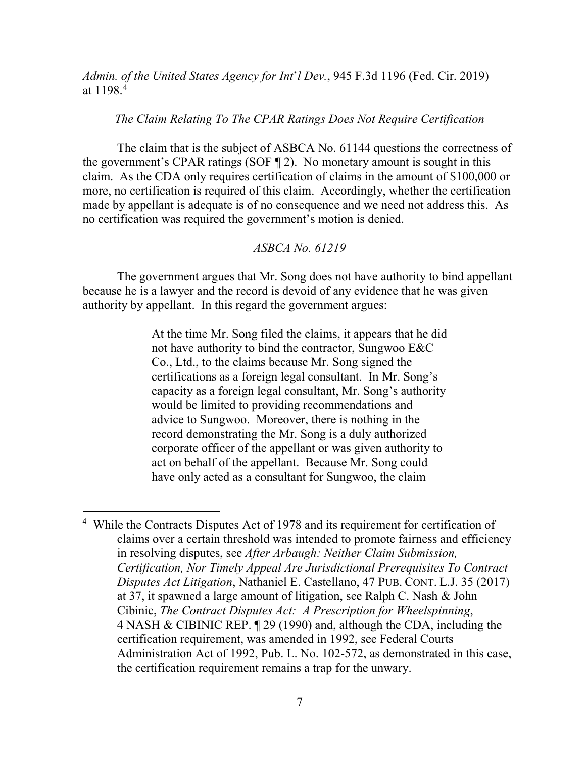*Admin. of the United States Agency for Int'l Dev.*, 945 F.3d 1196 (Fed. Cir. 2019) at 1198.[4]

*The Claim Relating To The CPAR Ratings Does Not Require Certification*

The claim that is the subject of ASBCA No. 61144 questions the correctness of the government's CPAR ratings (SOF ¶ 2). No monetary amount is sought in this claim. As the CDA only requires certification of claims in the amount of $100,000 or more, no certification is required of this claim. Accordingly, whether the certification made by appellant is adequate is of no consequence and we need not address this. As no certification was required the government's motion is denied.

*ASBCA No. 61219*

The government argues that Mr. Song does not have authority to bind appellant because he is a lawyer and the record is devoid of any evidence that he was given authority by appellant. In this regard the government argues:

> At the time Mr. Song filed the claims, it appears that he did not have authority to bind the contractor, Sungwoo E&C Co., Ltd., to the claims because Mr. Song signed the certifications as a foreign legal consultant. In Mr. Song's capacity as a foreign legal consultant, Mr. Song's authority would be limited to providing recommendations and advice to Sungwoo. Moreover, there is nothing in the record demonstrating the Mr. Song is a duly authorized corporate officer of the appellant or was given authority to act on behalf of the appellant. Because Mr. Song could have only acted as a consultant for Sungwoo, the claim

[4] While the Contracts Disputes Act of 1978 and its requirement for certification of claims over a certain threshold was intended to promote fairness and efficiency in resolving disputes, see *After Arbaugh: Neither Claim Submission, Certification, Nor Timely Appeal Are Jurisdictional Prerequisites To Contract Disputes Act Litigation*, Nathaniel E. Castellano, 47 PUB. CONT. L.J. 35 (2017) at 37, it spawned a large amount of litigation, see Ralph C. Nash & John Cibinic, *The Contract Disputes Act: A Prescription for Wheelspinning*, 4 NASH & CIBINIC REP. ¶ 29 (1990) and, although the CDA, including the certification requirement, was amended in 1992, see Federal Courts Administration Act of 1992, Pub. L. No. 102-572, as demonstrated in this case, the certification requirement remains a trap for the unwary.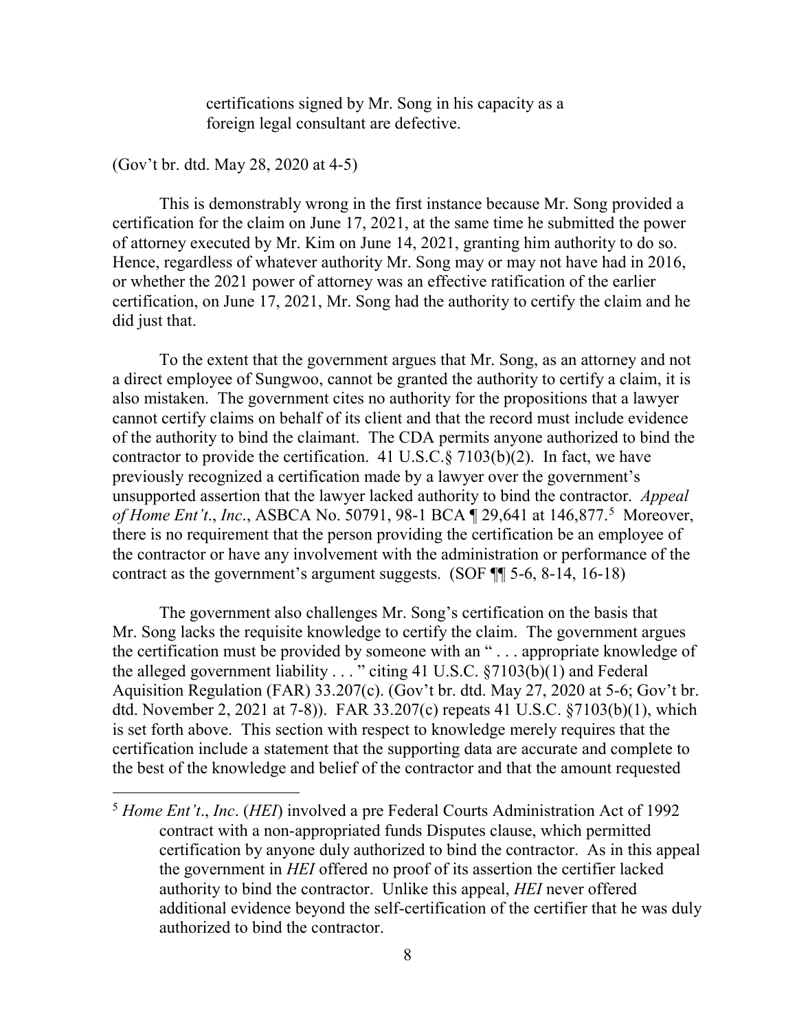> certifications signed by Mr. Song in his capacity as a foreign legal consultant are defective.

(Gov't br. dtd. May 28, 2020 at 4-5)

This is demonstrably wrong in the first instance because Mr. Song provided a certification for the claim on June 17, 2021, at the same time he submitted the power of attorney executed by Mr. Kim on June 14, 2021, granting him authority to do so. Hence, regardless of whatever authority Mr. Song may or may not have had in 2016, or whether the 2021 power of attorney was an effective ratification of the earlier certification, on June 17, 2021, Mr. Song had the authority to certify the claim and he did just that.

To the extent that the government argues that Mr. Song, as an attorney and not a direct employee of Sungwoo, cannot be granted the authority to certify a claim, it is also mistaken. The government cites no authority for the propositions that a lawyer cannot certify claims on behalf of its client and that the record must include evidence of the authority to bind the claimant. The CDA permits anyone authorized to bind the contractor to provide the certification. 41 U.S.C.§ 7103(b)(2). In fact, we have previously recognized a certification made by a lawyer over the government's unsupported assertion that the lawyer lacked authority to bind the contractor. *Appeal of Home Ent't*., *Inc*., ASBCA No. 50791, 98-1 BCA ¶ 29,641 at 146,877.[5] Moreover, there is no requirement that the person providing the certification be an employee of the contractor or have any involvement with the administration or performance of the contract as the government's argument suggests. (SOF ¶¶ 5-6, 8-14, 16-18)

The government also challenges Mr. Song's certification on the basis that Mr. Song lacks the requisite knowledge to certify the claim. The government argues the certification must be provided by someone with an " . . . appropriate knowledge of the alleged government liability . . . " citing 41 U.S.C. §7103(b)(1) and Federal Aquisition Regulation (FAR) 33.207(c). (Gov't br. dtd. May 27, 2020 at 5-6; Gov't br. dtd. November 2, 2021 at 7-8)). FAR 33.207(c) repeats 41 U.S.C. §7103(b)(1), which is set forth above. This section with respect to knowledge merely requires that the certification include a statement that the supporting data are accurate and complete to the best of the knowledge and belief of the contractor and that the amount requested

---

[5] *Home Ent't*., *Inc*. (*HEI*) involved a pre Federal Courts Administration Act of 1992 contract with a non-appropriated funds Disputes clause, which permitted certification by anyone duly authorized to bind the contractor. As in this appeal the government in *HEI* offered no proof of its assertion the certifier lacked authority to bind the contractor. Unlike this appeal, *HEI* never offered additional evidence beyond the self-certification of the certifier that he was duly authorized to bind the contractor.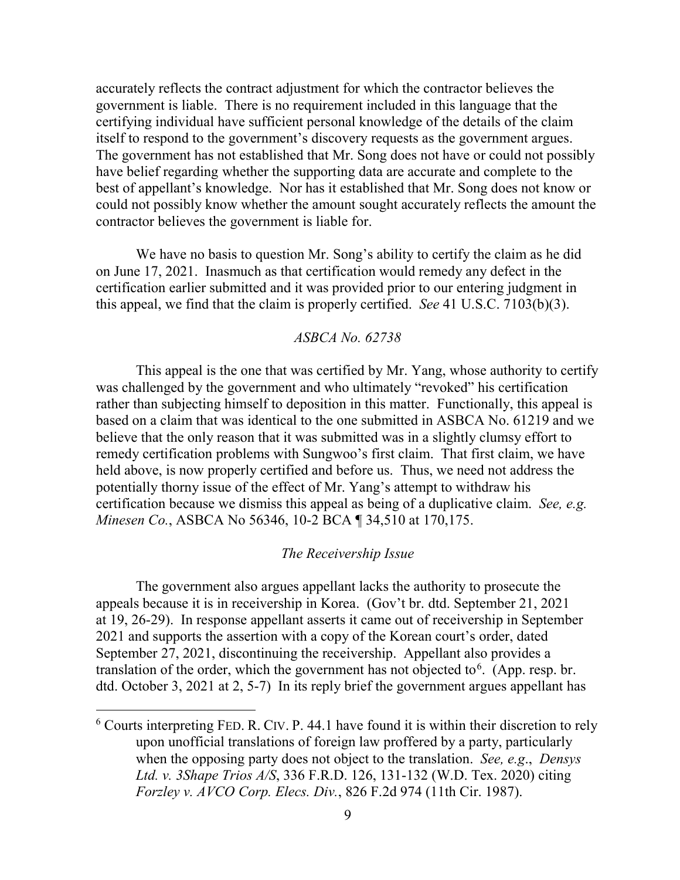accurately reflects the contract adjustment for which the contractor believes the government is liable. There is no requirement included in this language that the certifying individual have sufficient personal knowledge of the details of the claim itself to respond to the government's discovery requests as the government argues. The government has not established that Mr. Song does not have or could not possibly have belief regarding whether the supporting data are accurate and complete to the best of appellant's knowledge. Nor has it established that Mr. Song does not know or could not possibly know whether the amount sought accurately reflects the amount the contractor believes the government is liable for.

We have no basis to question Mr. Song's ability to certify the claim as he did on June 17, 2021. Inasmuch as that certification would remedy any defect in the certification earlier submitted and it was provided prior to our entering judgment in this appeal, we find that the claim is properly certified. *See* 41 U.S.C. 7103(b)(3).

*ASBCA No. 62738*

This appeal is the one that was certified by Mr. Yang, whose authority to certify was challenged by the government and who ultimately "revoked" his certification rather than subjecting himself to deposition in this matter. Functionally, this appeal is based on a claim that was identical to the one submitted in ASBCA No. 61219 and we believe that the only reason that it was submitted was in a slightly clumsy effort to remedy certification problems with Sungwoo's first claim. That first claim, we have held above, is now properly certified and before us. Thus, we need not address the potentially thorny issue of the effect of Mr. Yang's attempt to withdraw his certification because we dismiss this appeal as being of a duplicative claim. *See, e.g. Minesen Co.*, ASBCA No 56346, 10-2 BCA ¶ 34,510 at 170,175.

*The Receivership Issue*

The government also argues appellant lacks the authority to prosecute the appeals because it is in receivership in Korea. (Gov't br. dtd. September 21, 2021 at 19, 26-29). In response appellant asserts it came out of receivership in September 2021 and supports the assertion with a copy of the Korean court's order, dated September 27, 2021, discontinuing the receivership. Appellant also provides a translation of the order, which the government has not objected to[6]. (App. resp. br. dtd. October 3, 2021 at 2, 5-7) In its reply brief the government argues appellant has

[6] Courts interpreting FED. R. CIV. P. 44.1 have found it is within their discretion to rely upon unofficial translations of foreign law proffered by a party, particularly when the opposing party does not object to the translation. *See, e.g.*, *Densys Ltd. v. 3Shape Trios A/S*, 336 F.R.D. 126, 131-132 (W.D. Tex. 2020) citing *Forzley v. AVCO Corp. Elecs. Div.*, 826 F.2d 974 (11th Cir. 1987).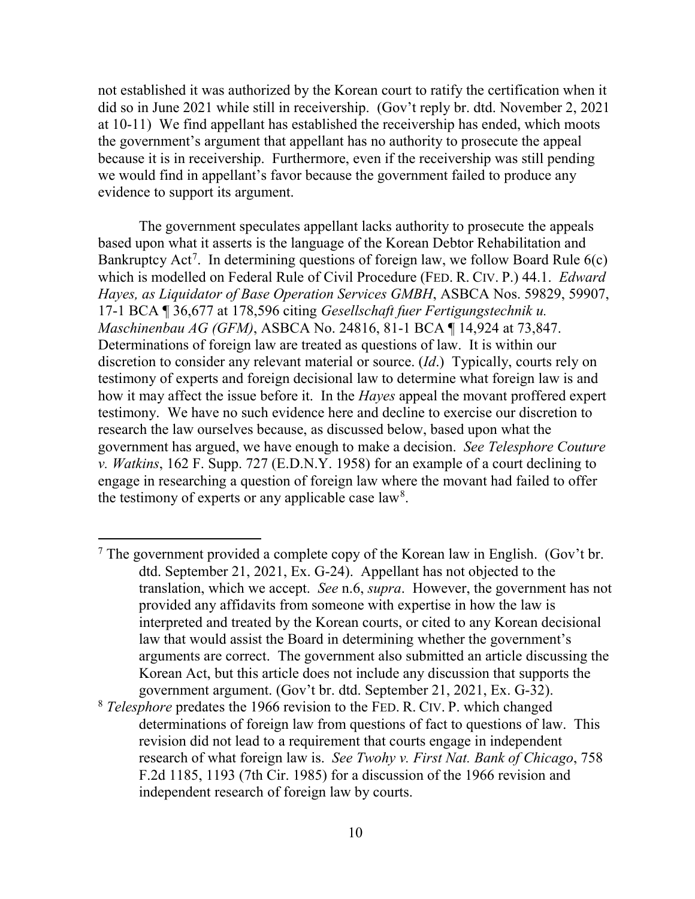not established it was authorized by the Korean court to ratify the certification when it did so in June 2021 while still in receivership. (Gov't reply br. dtd. November 2, 2021 at 10-11) We find appellant has established the receivership has ended, which moots the government's argument that appellant has no authority to prosecute the appeal because it is in receivership. Furthermore, even if the receivership was still pending we would find in appellant's favor because the government failed to produce any evidence to support its argument.

The government speculates appellant lacks authority to prosecute the appeals based upon what it asserts is the language of the Korean Debtor Rehabilitation and Bankruptcy Act[7]. In determining questions of foreign law, we follow Board Rule 6(c) which is modelled on Federal Rule of Civil Procedure (FED. R. CIV. P.) 44.1. *Edward Hayes, as Liquidator of Base Operation Services GMBH*, ASBCA Nos. 59829, 59907, 17-1 BCA ¶ 36,677 at 178,596 citing *Gesellschaft fuer Fertigungstechnik u. Maschinenbau AG (GFM)*, ASBCA No. 24816, 81-1 BCA ¶ 14,924 at 73,847. Determinations of foreign law are treated as questions of law. It is within our discretion to consider any relevant material or source. (*Id*.) Typically, courts rely on testimony of experts and foreign decisional law to determine what foreign law is and how it may affect the issue before it. In the *Hayes* appeal the movant proffered expert testimony. We have no such evidence here and decline to exercise our discretion to research the law ourselves because, as discussed below, based upon what the government has argued, we have enough to make a decision. *See Telesphore Couture v. Watkins*, 162 F. Supp. 727 (E.D.N.Y. 1958) for an example of a court declining to engage in researching a question of foreign law where the movant had failed to offer the testimony of experts or any applicable case law[8].

[7] The government provided a complete copy of the Korean law in English. (Gov't br. dtd. September 21, 2021, Ex. G-24). Appellant has not objected to the translation, which we accept. *See* n.6, *supra*. However, the government has not provided any affidavits from someone with expertise in how the law is interpreted and treated by the Korean courts, or cited to any Korean decisional law that would assist the Board in determining whether the government's arguments are correct. The government also submitted an article discussing the Korean Act, but this article does not include any discussion that supports the government argument. (Gov't br. dtd. September 21, 2021, Ex. G-32).

[8] *Telesphore* predates the 1966 revision to the FED. R. CIV. P. which changed determinations of foreign law from questions of fact to questions of law. This revision did not lead to a requirement that courts engage in independent research of what foreign law is. *See Twohy v. First Nat. Bank of Chicago*, 758 F.2d 1185, 1193 (7th Cir. 1985) for a discussion of the 1966 revision and independent research of foreign law by courts.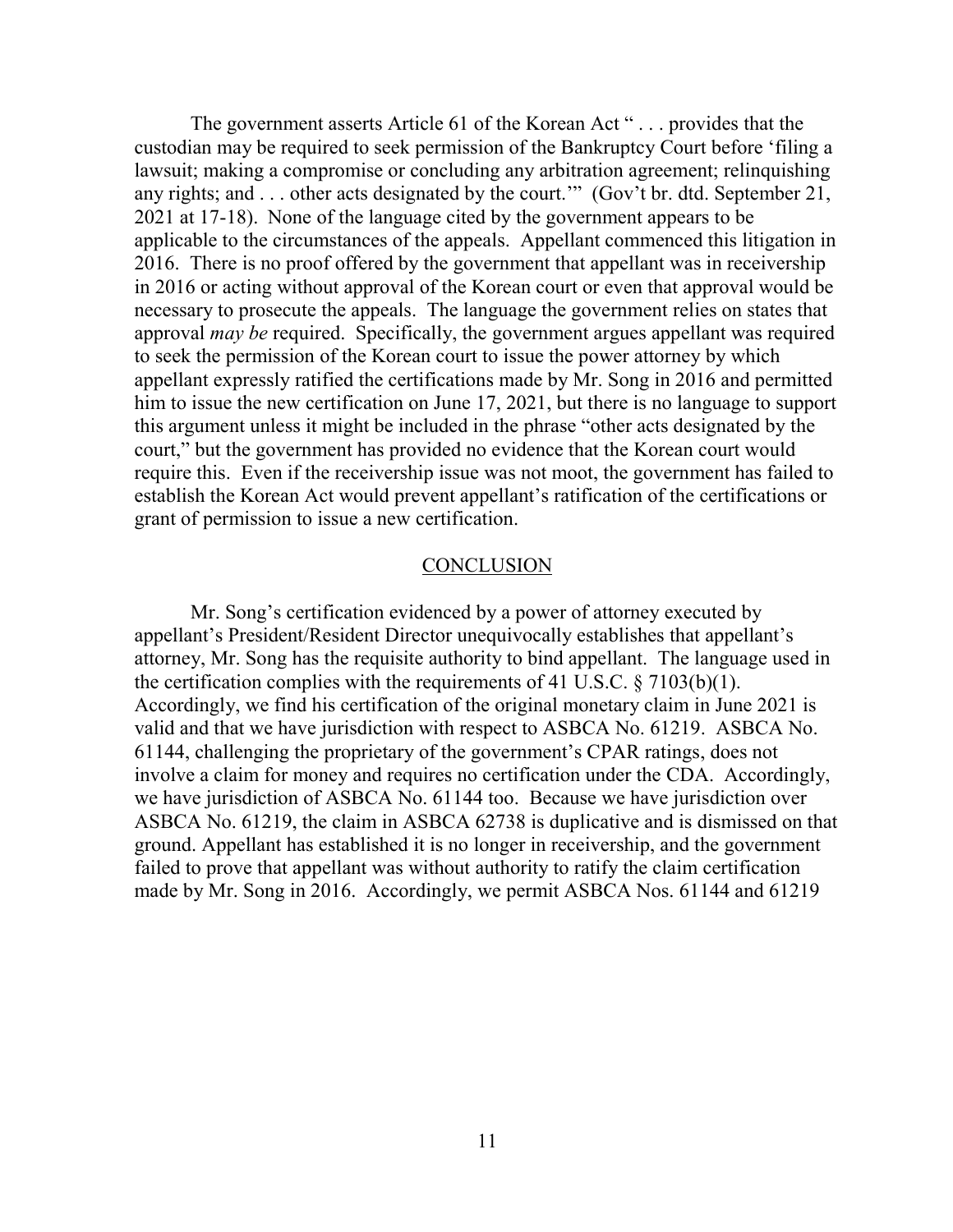The government asserts Article 61 of the Korean Act " . . . provides that the custodian may be required to seek permission of the Bankruptcy Court before 'filing a lawsuit; making a compromise or concluding any arbitration agreement; relinquishing any rights; and . . . other acts designated by the court.'" (Gov't br. dtd. September 21, 2021 at 17-18). None of the language cited by the government appears to be applicable to the circumstances of the appeals. Appellant commenced this litigation in 2016. There is no proof offered by the government that appellant was in receivership in 2016 or acting without approval of the Korean court or even that approval would be necessary to prosecute the appeals. The language the government relies on states that approval *may be* required. Specifically, the government argues appellant was required to seek the permission of the Korean court to issue the power attorney by which appellant expressly ratified the certifications made by Mr. Song in 2016 and permitted him to issue the new certification on June 17, 2021, but there is no language to support this argument unless it might be included in the phrase "other acts designated by the court," but the government has provided no evidence that the Korean court would require this. Even if the receivership issue was not moot, the government has failed to establish the Korean Act would prevent appellant's ratification of the certifications or grant of permission to issue a new certification.

## CONCLUSION

Mr. Song's certification evidenced by a power of attorney executed by appellant's President/Resident Director unequivocally establishes that appellant's attorney, Mr. Song has the requisite authority to bind appellant. The language used in the certification complies with the requirements of 41 U.S.C. § 7103(b)(1). Accordingly, we find his certification of the original monetary claim in June 2021 is valid and that we have jurisdiction with respect to ASBCA No. 61219. ASBCA No. 61144, challenging the proprietary of the government's CPAR ratings, does not involve a claim for money and requires no certification under the CDA. Accordingly, we have jurisdiction of ASBCA No. 61144 too. Because we have jurisdiction over ASBCA No. 61219, the claim in ASBCA 62738 is duplicative and is dismissed on that ground. Appellant has established it is no longer in receivership, and the government failed to prove that appellant was without authority to ratify the claim certification made by Mr. Song in 2016. Accordingly, we permit ASBCA Nos. 61144 and 61219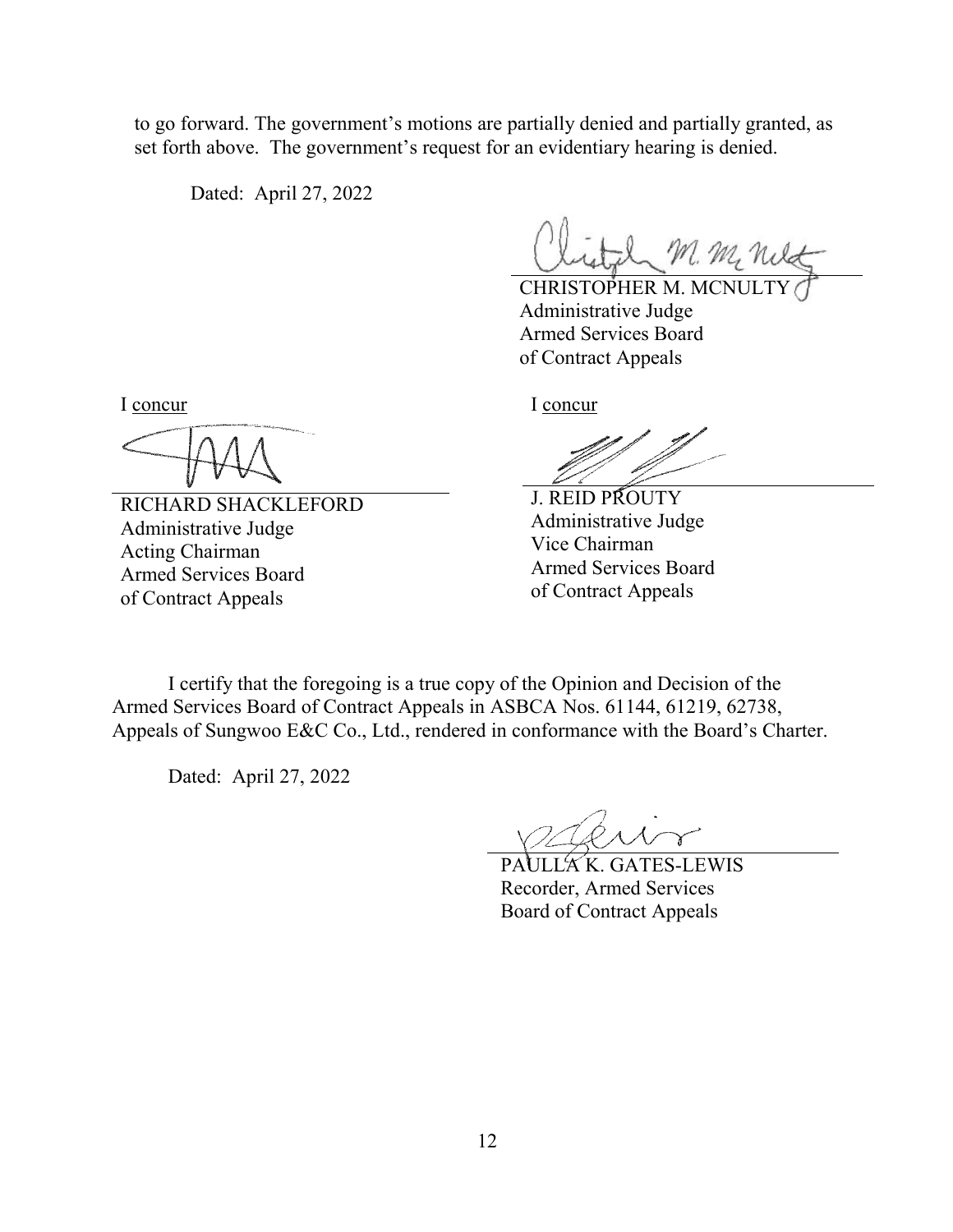to go forward. The government's motions are partially denied and partially granted, as set forth above. The government's request for an evidentiary hearing is denied.

Dated: April 27, 2022

CHRISTOPHER M. MCNULTY
Administrative Judge
Armed Services Board
of Contract Appeals

I concur

RICHARD SHACKLEFORD
Administrative Judge
Acting Chairman
Armed Services Board
of Contract Appeals

I concur

J. REID PROUTY
Administrative Judge
Vice Chairman
Armed Services Board
of Contract Appeals

I certify that the foregoing is a true copy of the Opinion and Decision of the Armed Services Board of Contract Appeals in ASBCA Nos. 61144, 61219, 62738, Appeals of Sungwoo E&C Co., Ltd., rendered in conformance with the Board's Charter.

Dated: April 27, 2022

PAULLA K. GATES-LEWIS
Recorder, Armed Services
Board of Contract Appeals